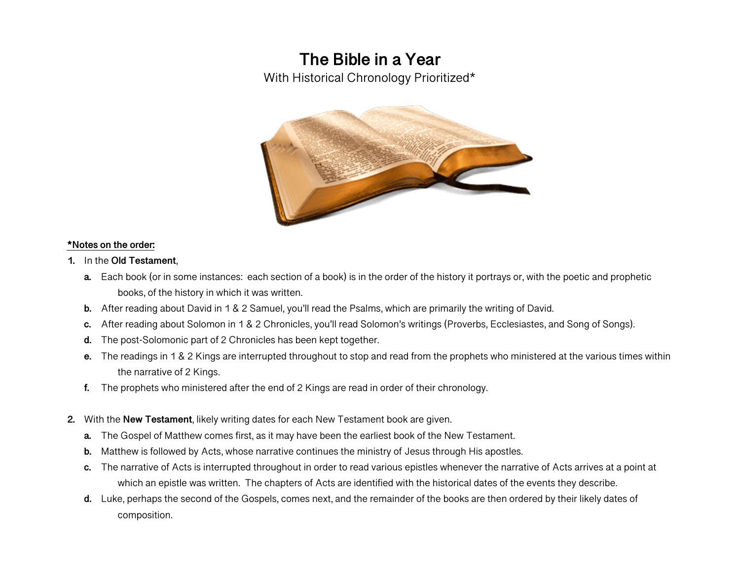# The Bible in a Year

With Historical Chronology Prioritized*

**<u>*Notes on the order:</u>**

1. In the **Old Testament**,
   a. Each book (or in some instances: each section of a book) is in the order of the history it portrays or, with the poetic and prophetic books, of the history in which it was written.
   b. After reading about David in 1 & 2 Samuel, you'll read the Psalms, which are primarily the writing of David.
   c. After reading about Solomon in 1 & 2 Chronicles, you'll read Solomon's writings (Proverbs, Ecclesiastes, and Song of Songs).
   d. The post-Solomonic part of 2 Chronicles has been kept together.
   e. The readings in 1 & 2 Kings are interrupted throughout to stop and read from the prophets who ministered at the various times within the narrative of 2 Kings.
   f. The prophets who ministered after the end of 2 Kings are read in order of their chronology.

2. With the **New Testament**, likely writing dates for each New Testament book are given.
   a. The Gospel of Matthew comes first, as it may have been the earliest book of the New Testament.
   b. Matthew is followed by Acts, whose narrative continues the ministry of Jesus through His apostles.
   c. The narrative of Acts is interrupted throughout in order to read various epistles whenever the narrative of Acts arrives at a point at which an epistle was written. The chapters of Acts are identified with the historical dates of the events they describe.
   d. Luke, perhaps the second of the Gospels, comes next, and the remainder of the books are then ordered by their likely dates of composition.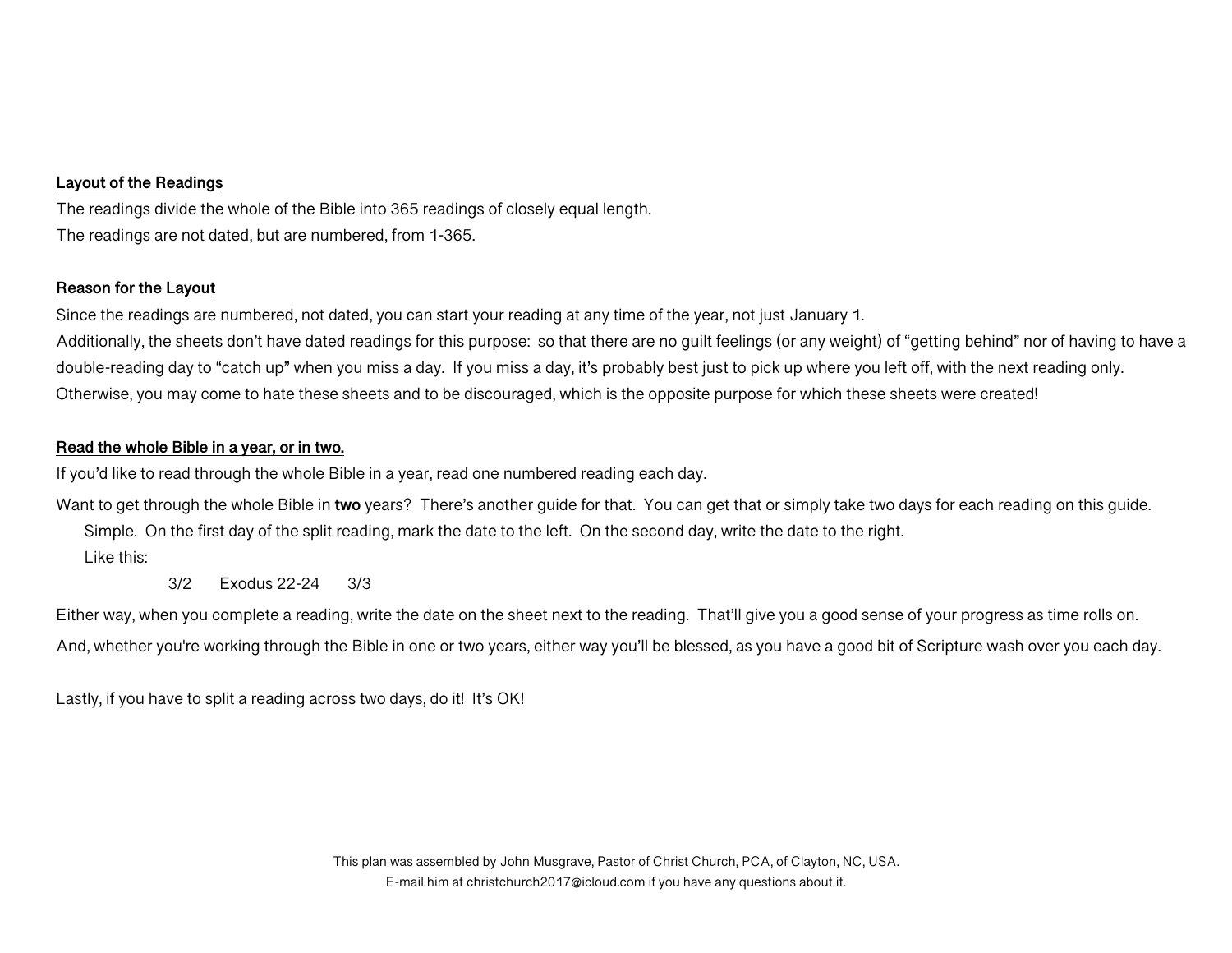**Layout of the Readings**

The readings divide the whole of the Bible into 365 readings of closely equal length.
The readings are not dated, but are numbered, from 1-365.

**Reason for the Layout**

Since the readings are numbered, not dated, you can start your reading at any time of the year, not just January 1.
Additionally, the sheets don't have dated readings for this purpose: so that there are no guilt feelings (or any weight) of "getting behind" nor of having to have a double-reading day to "catch up" when you miss a day. If you miss a day, it's probably best just to pick up where you left off, with the next reading only. Otherwise, you may come to hate these sheets and to be discouraged, which is the opposite purpose for which these sheets were created!

**Read the whole Bible in a year, or in two.**

If you'd like to read through the whole Bible in a year, read one numbered reading each day.

Want to get through the whole Bible in **two** years? There's another guide for that. You can get that or simply take two days for each reading on this guide.
Simple. On the first day of the split reading, mark the date to the left. On the second day, write the date to the right.
Like this:

3/2 Exodus 22-24 3/3

Either way, when you complete a reading, write the date on the sheet next to the reading. That'll give you a good sense of your progress as time rolls on.

And, whether you're working through the Bible in one or two years, either way you'll be blessed, as you have a good bit of Scripture wash over you each day.

Lastly, if you have to split a reading across two days, do it! It's OK!

This plan was assembled by John Musgrave, Pastor of Christ Church, PCA, of Clayton, NC, USA.
E-mail him at christchurch2017@icloud.com if you have any questions about it.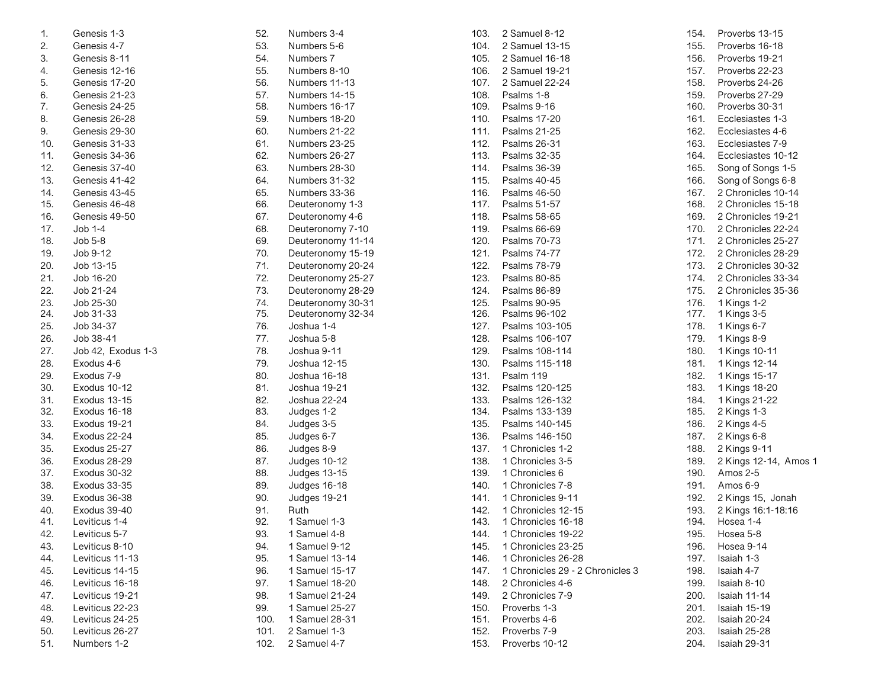1. Genesis 1-3
2. Genesis 4-7
3. Genesis 8-11
4. Genesis 12-16
5. Genesis 17-20
6. Genesis 21-23
7. Genesis 24-25
8. Genesis 26-28
9. Genesis 29-30
10. Genesis 31-33
11. Genesis 34-36
12. Genesis 37-40
13. Genesis 41-42
14. Genesis 43-45
15. Genesis 46-48
16. Genesis 49-50
17. Job 1-4
18. Job 5-8
19. Job 9-12
20. Job 13-15
21. Job 16-20
22. Job 21-24
23. Job 25-30
24. Job 31-33
25. Job 34-37
26. Job 38-41
27. Job 42, Exodus 1-3
28. Exodus 4-6
29. Exodus 7-9
30. Exodus 10-12
31. Exodus 13-15
32. Exodus 16-18
33. Exodus 19-21
34. Exodus 22-24
35. Exodus 25-27
36. Exodus 28-29
37. Exodus 30-32
38. Exodus 33-35
39. Exodus 36-38
40. Exodus 39-40
41. Leviticus 1-4
42. Leviticus 5-7
43. Leviticus 8-10
44. Leviticus 11-13
45. Leviticus 14-15
46. Leviticus 16-18
47. Leviticus 19-21
48. Leviticus 22-23
49. Leviticus 24-25
50. Leviticus 26-27
51. Numbers 1-2
52. Numbers 3-4
53. Numbers 5-6
54. Numbers 7
55. Numbers 8-10
56. Numbers 11-13
57. Numbers 14-15
58. Numbers 16-17
59. Numbers 18-20
60. Numbers 21-22
61. Numbers 23-25
62. Numbers 26-27
63. Numbers 28-30
64. Numbers 31-32
65. Numbers 33-36
66. Deuteronomy 1-3
67. Deuteronomy 4-6
68. Deuteronomy 7-10
69. Deuteronomy 11-14
70. Deuteronomy 15-19
71. Deuteronomy 20-24
72. Deuteronomy 25-27
73. Deuteronomy 28-29
74. Deuteronomy 30-31
75. Deuteronomy 32-34
76. Joshua 1-4
77. Joshua 5-8
78. Joshua 9-11
79. Joshua 12-15
80. Joshua 16-18
81. Joshua 19-21
82. Joshua 22-24
83. Judges 1-2
84. Judges 3-5
85. Judges 6-7
86. Judges 8-9
87. Judges 10-12
88. Judges 13-15
89. Judges 16-18
90. Judges 19-21
91. Ruth
92. 1 Samuel 1-3
93. 1 Samuel 4-8
94. 1 Samuel 9-12
95. 1 Samuel 13-14
96. 1 Samuel 15-17
97. 1 Samuel 18-20
98. 1 Samuel 21-24
99. 1 Samuel 25-27
100. 1 Samuel 28-31
101. 2 Samuel 1-3
102. 2 Samuel 4-7
103. 2 Samuel 8-12
104. 2 Samuel 13-15
105. 2 Samuel 16-18
106. 2 Samuel 19-21
107. 2 Samuel 22-24
108. Psalms 1-8
109. Psalms 9-16
110. Psalms 17-20
111. Psalms 21-25
112. Psalms 26-31
113. Psalms 32-35
114. Psalms 36-39
115. Psalms 40-45
116. Psalms 46-50
117. Psalms 51-57
118. Psalms 58-65
119. Psalms 66-69
120. Psalms 70-73
121. Psalms 74-77
122. Psalms 78-79
123. Psalms 80-85
124. Psalms 86-89
125. Psalms 90-95
126. Psalms 96-102
127. Psalms 103-105
128. Psalms 106-107
129. Psalms 108-114
130. Psalms 115-118
131. Psalm 119
132. Psalms 120-125
133. Psalms 126-132
134. Psalms 133-139
135. Psalms 140-145
136. Psalms 146-150
137. 1 Chronicles 1-2
138. 1 Chronicles 3-5
139. 1 Chronicles 6
140. 1 Chronicles 7-8
141. 1 Chronicles 9-11
142. 1 Chronicles 12-15
143. 1 Chronicles 16-18
144. 1 Chronicles 19-22
145. 1 Chronicles 23-25
146. 1 Chronicles 26-28
147. 1 Chronicles 29 - 2 Chronicles 3
148. 2 Chronicles 4-6
149. 2 Chronicles 7-9
150. Proverbs 1-3
151. Proverbs 4-6
152. Proverbs 7-9
153. Proverbs 10-12
154. Proverbs 13-15
155. Proverbs 16-18
156. Proverbs 19-21
157. Proverbs 22-23
158. Proverbs 24-26
159. Proverbs 27-29
160. Proverbs 30-31
161. Ecclesiastes 1-3
162. Ecclesiastes 4-6
163. Ecclesiastes 7-9
164. Ecclesiastes 10-12
165. Song of Songs 1-5
166. Song of Songs 6-8
167. 2 Chronicles 10-14
168. 2 Chronicles 15-18
169. 2 Chronicles 19-21
170. 2 Chronicles 22-24
171. 2 Chronicles 25-27
172. 2 Chronicles 28-29
173. 2 Chronicles 30-32
174. 2 Chronicles 33-34
175. 2 Chronicles 35-36
176. 1 Kings 1-2
177. 1 Kings 3-5
178. 1 Kings 6-7
179. 1 Kings 8-9
180. 1 Kings 10-11
181. 1 Kings 12-14
182. 1 Kings 15-17
183. 1 Kings 18-20
184. 1 Kings 21-22
185. 2 Kings 1-3
186. 2 Kings 4-5
187. 2 Kings 6-8
188. 2 Kings 9-11
189. 2 Kings 12-14, Amos 1
190. Amos 2-5
191. Amos 6-9
192. 2 Kings 15, Jonah
193. 2 Kings 16:1-18:16
194. Hosea 1-4
195. Hosea 5-8
196. Hosea 9-14
197. Isaiah 1-3
198. Isaiah 4-7
199. Isaiah 8-10
200. Isaiah 11-14
201. Isaiah 15-19
202. Isaiah 20-24
203. Isaiah 25-28
204. Isaiah 29-31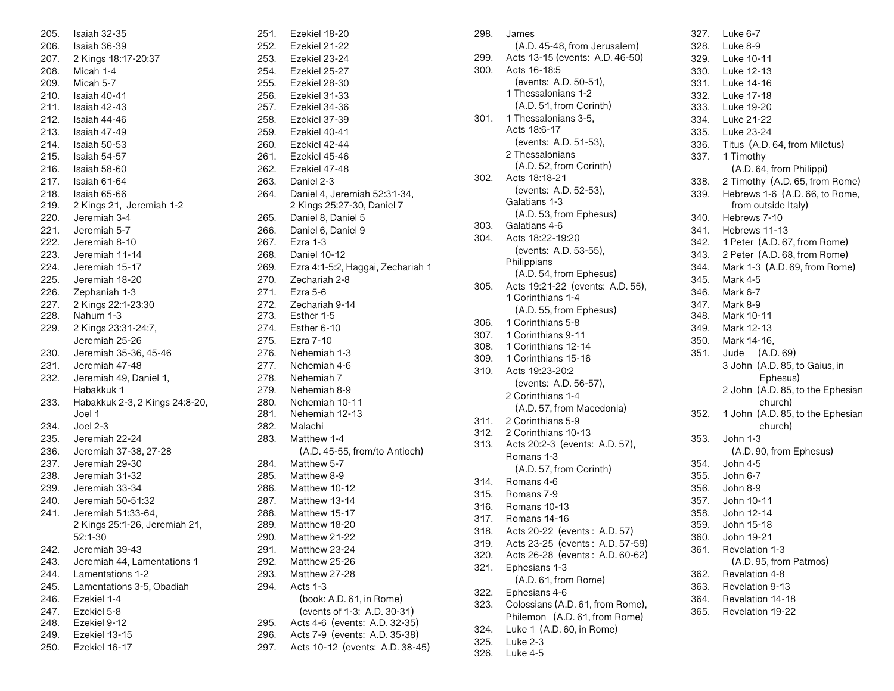205. Isaiah 32-35
206. Isaiah 36-39
207. 2 Kings 18:17-20:37
208. Micah 1-4
209. Micah 5-7
210. Isaiah 40-41
211. Isaiah 42-43
212. Isaiah 44-46
213. Isaiah 47-49
214. Isaiah 50-53
215. Isaiah 54-57
216. Isaiah 58-60
217. Isaiah 61-64
218. Isaiah 65-66
219. 2 Kings 21, Jeremiah 1-2
220. Jeremiah 3-4
221. Jeremiah 5-7
222. Jeremiah 8-10
223. Jeremiah 11-14
224. Jeremiah 15-17
225. Jeremiah 18-20
226. Zephaniah 1-3
227. 2 Kings 22:1-23:30
228. Nahum 1-3
229. 2 Kings 23:31-24:7, Jeremiah 25-26
230. Jeremiah 35-36, 45-46
231. Jeremiah 47-48
232. Jeremiah 49, Daniel 1, Habakkuk 1
233. Habakkuk 2-3, 2 Kings 24:8-20, Joel 1
234. Joel 2-3
235. Jeremiah 22-24
236. Jeremiah 37-38, 27-28
237. Jeremiah 29-30
238. Jeremiah 31-32
239. Jeremiah 33-34
240. Jeremiah 50-51:32
241. Jeremiah 51:33-64, 2 Kings 25:1-26, Jeremiah 21, 52:1-30
242. Jeremiah 39-43
243. Jeremiah 44, Lamentations 1
244. Lamentations 1-2
245. Lamentations 3-5, Obadiah
246. Ezekiel 1-4
247. Ezekiel 5-8
248. Ezekiel 9-12
249. Ezekiel 13-15
250. Ezekiel 16-17
251. Ezekiel 18-20
252. Ezekiel 21-22
253. Ezekiel 23-24
254. Ezekiel 25-27
255. Ezekiel 28-30
256. Ezekiel 31-33
257. Ezekiel 34-36
258. Ezekiel 37-39
259. Ezekiel 40-41
260. Ezekiel 42-44
261. Ezekiel 45-46
262. Ezekiel 47-48
263. Daniel 2-3
264. Daniel 4, Jeremiah 52:31-34, 2 Kings 25:27-30, Daniel 7
265. Daniel 8, Daniel 5
266. Daniel 6, Daniel 9
267. Ezra 1-3
268. Daniel 10-12
269. Ezra 4:1-5:2, Haggai, Zechariah 1
270. Zechariah 2-8
271. Ezra 5-6
272. Zechariah 9-14
273. Esther 1-5
274. Esther 6-10
275. Ezra 7-10
276. Nehemiah 1-3
277. Nehemiah 4-6
278. Nehemiah 7
279. Nehemiah 8-9
280. Nehemiah 10-11
281. Nehemiah 12-13
282. Malachi
283. Matthew 1-4 (A.D. 45-55, from/to Antioch)
284. Matthew 5-7
285. Matthew 8-9
286. Matthew 10-12
287. Matthew 13-14
288. Matthew 15-17
289. Matthew 18-20
290. Matthew 21-22
291. Matthew 23-24
292. Matthew 25-26
293. Matthew 27-28
294. Acts 1-3 (book: A.D. 61, in Rome) (events of 1-3: A.D. 30-31)
295. Acts 4-6 (events: A.D. 32-35)
296. Acts 7-9 (events: A.D. 35-38)
297. Acts 10-12 (events: A.D. 38-45)
298. James (A.D. 45-48, from Jerusalem)
299. Acts 13-15 (events: A.D. 46-50)
300. Acts 16-18:5 (events: A.D. 50-51), 1 Thessalonians 1-2 (A.D. 51, from Corinth)
301. 1 Thessalonians 3-5, Acts 18:6-17 (events: A.D. 51-53), 2 Thessalonians (A.D. 52, from Corinth)
302. Acts 18:18-21 (events: A.D. 52-53), Galatians 1-3 (A.D. 53, from Ephesus)
303. Galatians 4-6
304. Acts 18:22-19:20 (events: A.D. 53-55), Philippians (A.D. 54, from Ephesus)
305. Acts 19:21-22 (events: A.D. 55), 1 Corinthians 1-4 (A.D. 55, from Ephesus)
306. 1 Corinthians 5-8
307. 1 Corinthians 9-11
308. 1 Corinthians 12-14
309. 1 Corinthians 15-16
310. Acts 19:23-20:2 (events: A.D. 56-57), 2 Corinthians 1-4 (A.D. 57, from Macedonia)
311. 2 Corinthians 5-9
312. 2 Corinthians 10-13
313. Acts 20:2-3 (events: A.D. 57), Romans 1-3 (A.D. 57, from Corinth)
314. Romans 4-6
315. Romans 7-9
316. Romans 10-13
317. Romans 14-16
318. Acts 20-22 (events : A.D. 57)
319. Acts 23-25 (events : A.D. 57-59)
320. Acts 26-28 (events : A.D. 60-62)
321. Ephesians 1-3 (A.D. 61, from Rome)
322. Ephesians 4-6
323. Colossians (A.D. 61, from Rome), Philemon (A.D. 61, from Rome)
324. Luke 1 (A.D. 60, in Rome)
325. Luke 2-3
326. Luke 4-5
327. Luke 6-7
328. Luke 8-9
329. Luke 10-11
330. Luke 12-13
331. Luke 14-16
332. Luke 17-18
333. Luke 19-20
334. Luke 21-22
335. Luke 23-24
336. Titus (A.D. 64, from Miletus)
337. 1 Timothy (A.D. 64, from Philippi)
338. 2 Timothy (A.D. 65, from Rome)
339. Hebrews 1-6 (A.D. 66, to Rome, from outside Italy)
340. Hebrews 7-10
341. Hebrews 11-13
342. 1 Peter (A.D. 67, from Rome)
343. 2 Peter (A.D. 68, from Rome)
344. Mark 1-3 (A.D. 69, from Rome)
345. Mark 4-5
346. Mark 6-7
347. Mark 8-9
348. Mark 10-11
349. Mark 12-13
350. Mark 14-16,
351. Jude (A.D. 69)
 3 John (A.D. 85, to Gaius, in Ephesus)
 2 John (A.D. 85, to the Ephesian church)
352. 1 John (A.D. 85, to the Ephesian church)
353. John 1-3 (A.D. 90, from Ephesus)
354. John 4-5
355. John 6-7
356. John 8-9
357. John 10-11
358. John 12-14
359. John 15-18
360. John 19-21
361. Revelation 1-3 (A.D. 95, from Patmos)
362. Revelation 4-8
363. Revelation 9-13
364. Revelation 14-18
365. Revelation 19-22